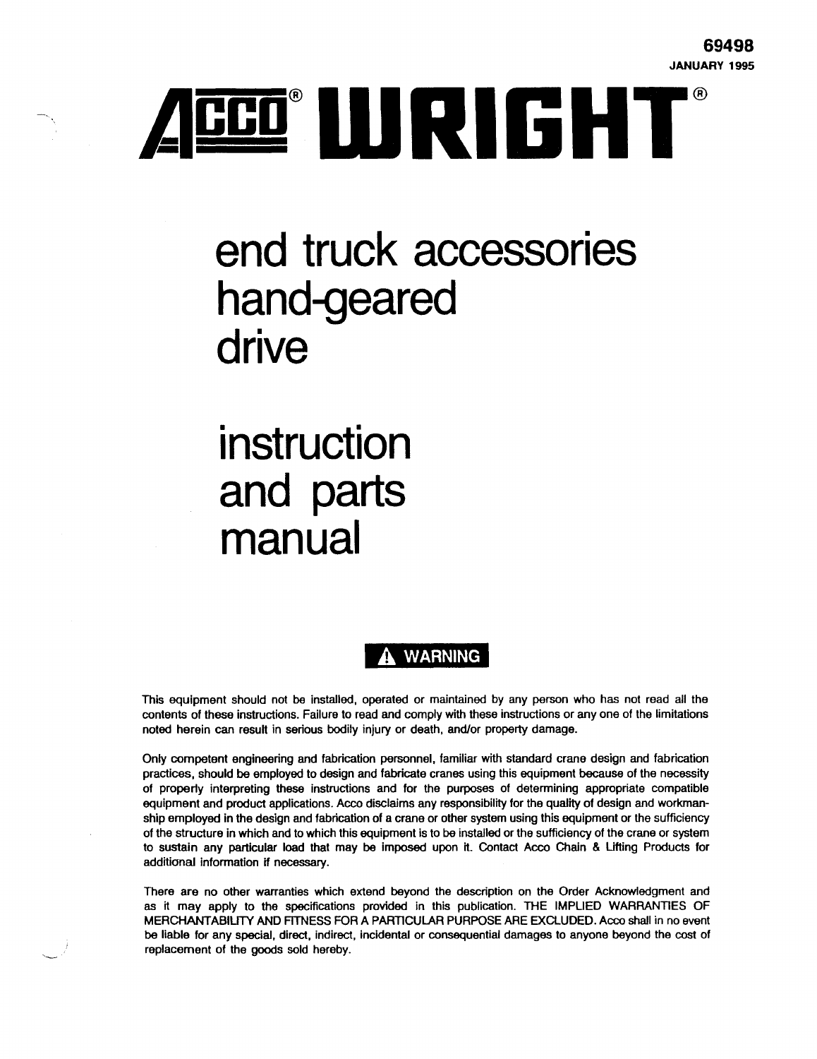69498

JANUARY 1995

# ACCO® WRIGHT®

# end truck accessories hand-geared drive

# instruction and parts manual

**⚠ WARNING**

This equipment should not be installed, operated or maintained by any person who has not read all the contents of these instructions. Failure to read and comply with these instructions or any one of the limitations noted herein can result in serious bodily injury or death, and/or property damage.

Only competent engineering and fabrication personnel, familiar with standard crane design and fabrication practices, should be employed to design and fabricate cranes using this equipment because of the necessity of properly interpreting these instructions and for the purposes of determining appropriate compatible equipment and product applications. Acco disclaims any responsibility for the quality of design and workmanship employed in the design and fabrication of a crane or other system using this equipment or the sufficiency of the structure in which and to which this equipment is to be installed or the sufficiency of the crane or system to sustain any particular load that may be imposed upon it. Contact Acco Chain & Lifting Products for additional information if necessary.

There are no other warranties which extend beyond the description on the Order Acknowledgment and as it may apply to the specifications provided in this publication. THE IMPLIED WARRANTIES OF MERCHANTABILITY AND FITNESS FOR A PARTICULAR PURPOSE ARE EXCLUDED. Acco shall in no event be liable for any special, direct, indirect, incidental or consequential damages to anyone beyond the cost of replacement of the goods sold hereby.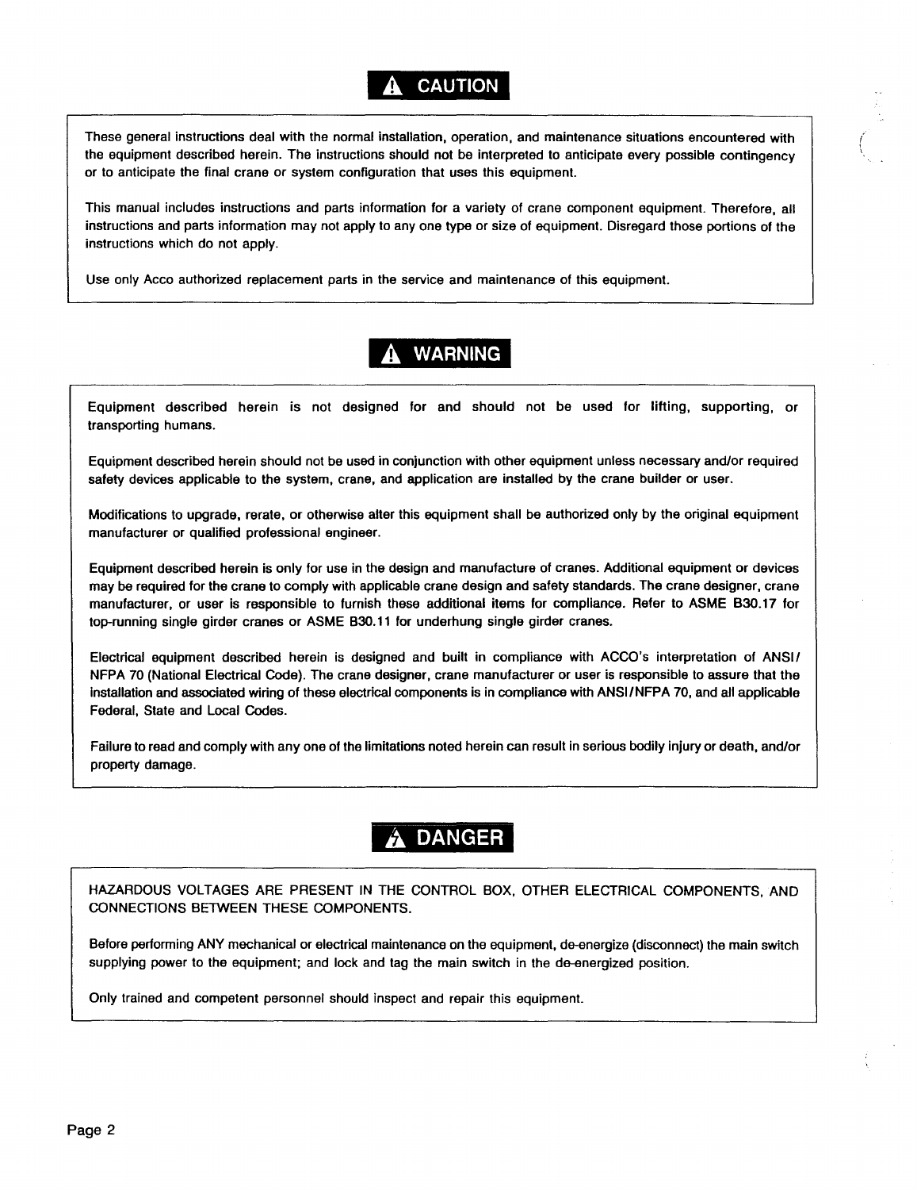## ⚠ CAUTION

These general instructions deal with the normal installation, operation, and maintenance situations encountered with the equipment described herein. The instructions should not be interpreted to anticipate every possible contingency or to anticipate the final crane or system configuration that uses this equipment.

This manual includes instructions and parts information for a variety of crane component equipment. Therefore, all instructions and parts information may not apply to any one type or size of equipment. Disregard those portions of the instructions which do not apply.

Use only Acco authorized replacement parts in the service and maintenance of this equipment.

## ⚠ WARNING

Equipment described herein is not designed for and should not be used for lifting, supporting, or transporting humans.

Equipment described herein should not be used in conjunction with other equipment unless necessary and/or required safety devices applicable to the system, crane, and application are installed by the crane builder or user.

Modifications to upgrade, rerate, or otherwise alter this equipment shall be authorized only by the original equipment manufacturer or qualified professional engineer.

Equipment described herein is only for use in the design and manufacture of cranes. Additional equipment or devices may be required for the crane to comply with applicable crane design and safety standards. The crane designer, crane manufacturer, or user is responsible to furnish these additional items for compliance. Refer to ASME B30.17 for top-running single girder cranes or ASME B30.11 for underhung single girder cranes.

Electrical equipment described herein is designed and built in compliance with ACCO's interpretation of ANSI/NFPA 70 (National Electrical Code). The crane designer, crane manufacturer or user is responsible to assure that the installation and associated wiring of these electrical components is in compliance with ANSI/NFPA 70, and all applicable Federal, State and Local Codes.

Failure to read and comply with any one of the limitations noted herein can result in serious bodily injury or death, and/or property damage.

## ⚠ DANGER

HAZARDOUS VOLTAGES ARE PRESENT IN THE CONTROL BOX, OTHER ELECTRICAL COMPONENTS, AND CONNECTIONS BETWEEN THESE COMPONENTS.

Before performing ANY mechanical or electrical maintenance on the equipment, de-energize (disconnect) the main switch supplying power to the equipment; and lock and tag the main switch in the de-energized position.

Only trained and competent personnel should inspect and repair this equipment.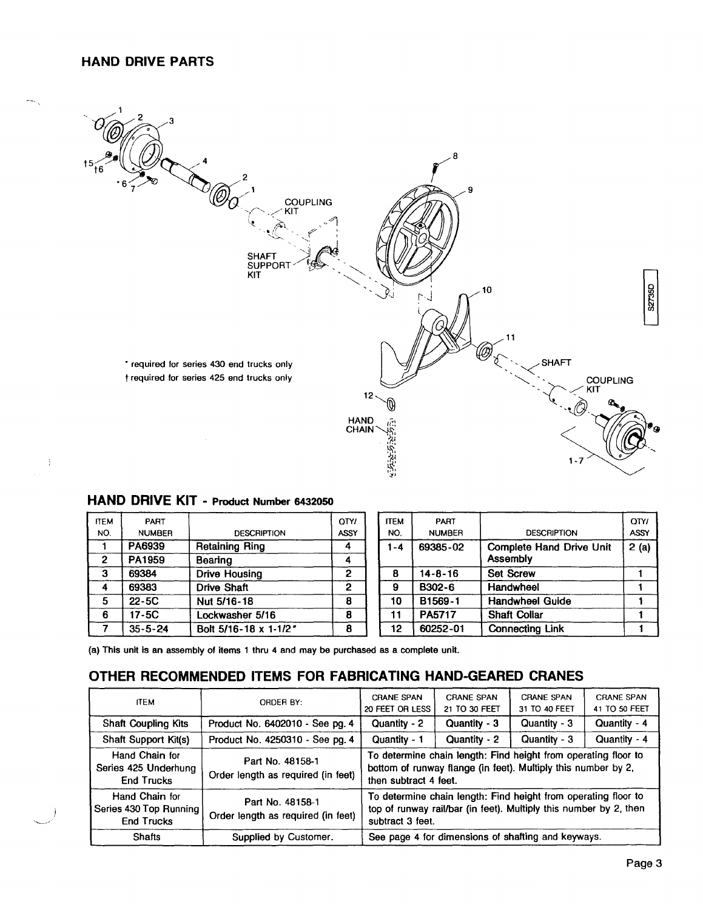## HAND DRIVE PARTS

* required for series 430 end trucks only
† required for series 425 end trucks only

## HAND DRIVE KIT - Product Number 6432050

| ITEM NO. | PART NUMBER | DESCRIPTION | QTY/ ASSY |
|---|---|---|---|
| 1 | PA6939 | Retaining Ring | 4 |
| 2 | PA1959 | Bearing | 4 |
| 3 | 69384 | Drive Housing | 2 |
| 4 | 69383 | Drive Shaft | 2 |
| 5 | 22-5C | Nut 5/16-18 | 8 |
| 6 | 17-5C | Lockwasher 5/16 | 8 |
| 7 | 35-5-24 | Bolt 5/16-18 x 1-1/2" | 8 |

| ITEM NO. | PART NUMBER | DESCRIPTION | QTY/ ASSY |
|---|---|---|---|
| 1-4 | 69385-02 | Complete Hand Drive Unit Assembly | 2 (a) |
| 8 | 14-8-16 | Set Screw | 1 |
| 9 | B302-6 | Handwheel | 1 |
| 10 | B1569-1 | Handwheel Guide | 1 |
| 11 | PA5717 | Shaft Collar | 1 |
| 12 | 60252-01 | Connecting Link | 1 |

(a) This unit is an assembly of items 1 thru 4 and may be purchased as a complete unit.

## OTHER RECOMMENDED ITEMS FOR FABRICATING HAND-GEARED CRANES

| ITEM | ORDER BY: | CRANE SPAN 20 FEET OR LESS | CRANE SPAN 21 TO 30 FEET | CRANE SPAN 31 TO 40 FEET | CRANE SPAN 41 TO 50 FEET |
|---|---|---|---|---|---|
| Shaft Coupling Kits | Product No. 6402010 - See pg. 4 | Quantity - 2 | Quantity - 3 | Quantity - 3 | Quantity - 4 |
| Shaft Support Kit(s) | Product No. 4250310 - See pg. 4 | Quantity - 1 | Quantity - 2 | Quantity - 3 | Quantity - 4 |
| Hand Chain for Series 425 Underhung End Trucks | Part No. 48158-1 Order length as required (in feet) | To determine chain length: Find height from operating floor to bottom of runway flange (in feet). Multiply this number by 2, then subtract 4 feet. | | | |
| Hand Chain for Series 430 Top Running End Trucks | Part No. 48158-1 Order length as required (in feet) | To determine chain length: Find height from operating floor to top of runway rail/bar (in feet). Multiply this number by 2, then subtract 3 feet. | | | |
| Shafts | Supplied by Customer. | See page 4 for dimensions of shafting and keyways. | | | |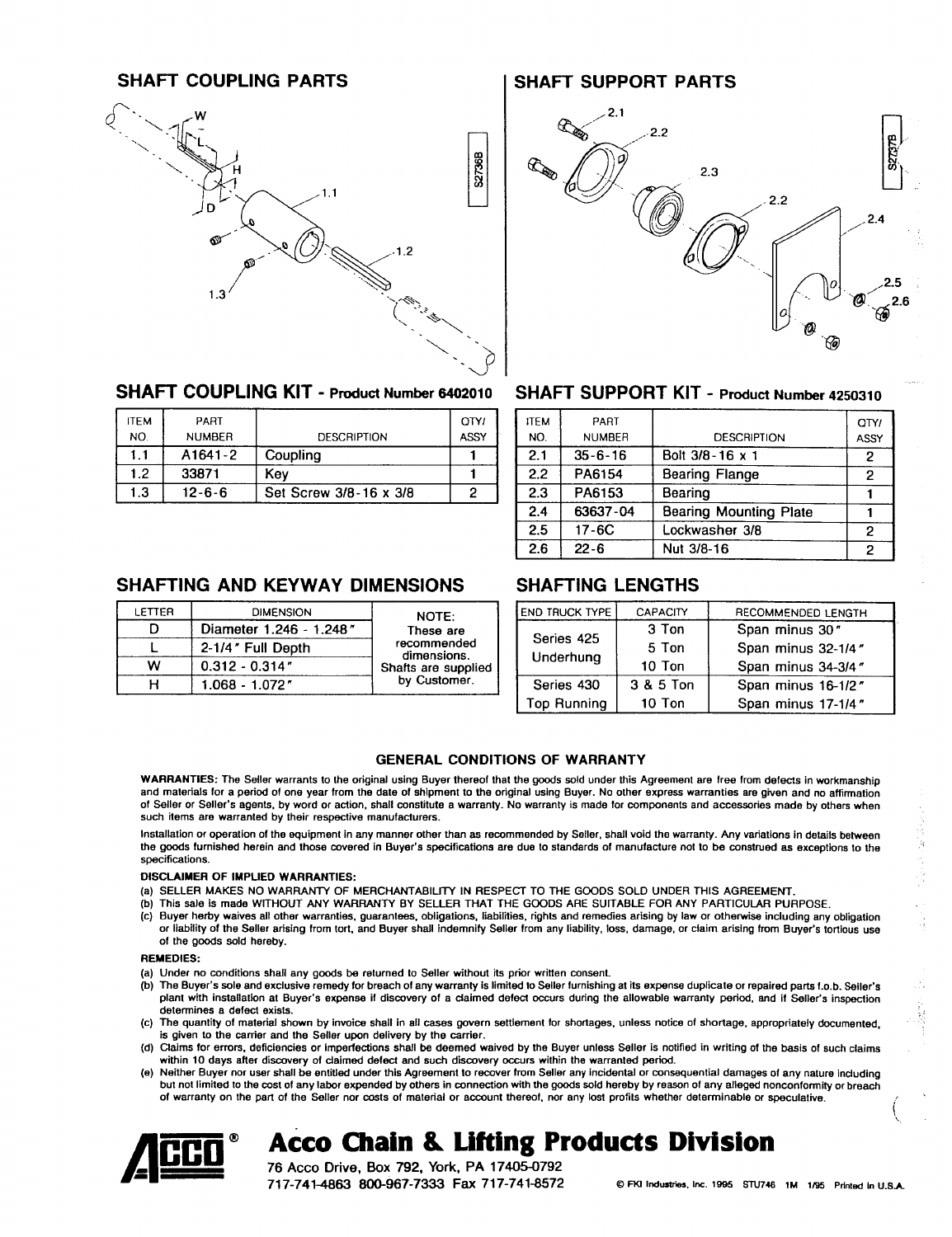## SHAFT COUPLING PARTS

W
L
H
D
1.1
1.2
1.3
S2736B

## SHAFT SUPPORT PARTS

2.1
2.2
2.3
2.2
2.4
2.5
2.6
S2737B

## SHAFT COUPLING KIT - Product Number 6402010

| ITEM NO. | PART NUMBER | DESCRIPTION | QTY/ ASSY |
|---|---|---|---|
| 1.1 | A1641-2 | Coupling | 1 |
| 1.2 | 33871 | Key | 1 |
| 1.3 | 12-6-6 | Set Screw 3/8-16 x 3/8 | 2 |

## SHAFT SUPPORT KIT - Product Number 4250310

| ITEM NO. | PART NUMBER | DESCRIPTION | QTY/ ASSY |
|---|---|---|---|
| 2.1 | 35-6-16 | Bolt 3/8-16 x 1 | 2 |
| 2.2 | PA6154 | Bearing Flange | 2 |
| 2.3 | PA6153 | Bearing | 1 |
| 2.4 | 63637-04 | Bearing Mounting Plate | 1 |
| 2.5 | 17-6C | Lockwasher 3/8 | 2 |
| 2.6 | 22-6 | Nut 3/8-16 | 2 |

## SHAFTING AND KEYWAY DIMENSIONS

| LETTER | DIMENSION | NOTE: |
|---|---|---|
| D | Diameter 1.246 - 1.248" | These are recommended dimensions. Shafts are supplied by Customer. |
| L | 2-1/4" Full Depth | |
| W | 0.312 - 0.314" | |
| H | 1.068 - 1.072" | |

## SHAFTING LENGTHS

| END TRUCK TYPE | CAPACITY | RECOMMENDED LENGTH |
|---|---|---|
| Series 425 Underhung | 3 Ton | Span minus 30" |
| | 5 Ton | Span minus 32-1/4" |
| | 10 Ton | Span minus 34-3/4" |
| Series 430 Top Running | 3 & 5 Ton | Span minus 16-1/2" |
| | 10 Ton | Span minus 17-1/4" |

### GENERAL CONDITIONS OF WARRANTY

**WARRANTIES:** The Seller warrants to the original using Buyer thereof that the goods sold under this Agreement are free from defects in workmanship and materials for a period of one year from the date of shipment to the original using Buyer. No other express warranties are given and no affirmation of Seller or Seller's agents, by word or action, shall constitute a warranty. No warranty is made for components and accessories made by others when such items are warranted by their respective manufacturers.

Installation or operation of the equipment in any manner other than as recommended by Seller, shall void the warranty. Any variations in details between the goods furnished herein and those covered in Buyer's specifications are due to standards of manufacture not to be construed as exceptions to the specifications.

**DISCLAIMER OF IMPLIED WARRANTIES:**

(a) SELLER MAKES NO WARRANTY OF MERCHANTABILITY IN RESPECT TO THE GOODS SOLD UNDER THIS AGREEMENT.
(b) This sale is made WITHOUT ANY WARRANTY BY SELLER THAT THE GOODS ARE SUITABLE FOR ANY PARTICULAR PURPOSE.
(c) Buyer herby waives all other warranties, guarantees, obligations, liabilities, rights and remedies arising by law or otherwise including any obligation or liability of the Seller arising from tort, and Buyer shall indemnify Seller from any liability, loss, damage, or claim arising from Buyer's tortious use of the goods sold hereby.

**REMEDIES:**

(a) Under no conditions shall any goods be returned to Seller without its prior written consent.
(b) The Buyer's sole and exclusive remedy for breach of any warranty is limited to Seller furnishing at its expense duplicate or repaired parts f.o.b. Seller's plant with installation at Buyer's expense if discovery of a claimed defect occurs during the allowable warranty period, and if Seller's inspection determines a defect exists.
(c) The quantity of material shown by invoice shall in all cases govern settlement for shortages, unless notice of shortage, appropriately documented, is given to the carrier and the Seller upon delivery by the carrier.
(d) Claims for errors, deficiencies or imperfections shall be deemed waived by the Buyer unless Seller is notified in writing of the basis of such claims within 10 days after discovery of claimed defect and such discovery occurs within the warranted period.
(e) Neither Buyer nor user shall be entitled under this Agreement to recover from Seller any incidental or consequential damages of any nature including but not limited to the cost of any labor expended by others in connection with the goods sold hereby by reason of any alleged nonconformity or breach of warranty on the part of the Seller nor costs of material or account thereof, nor any lost profits whether determinable or speculative.

ACCO®

## Acco Chain & Lifting Products Division

76 Acco Drive, Box 792, York, PA 17405-0792
717-741-4863 800-967-7333 Fax 717-741-8572

© FKI Industries, Inc. 1995 STU746 1M 1/95 Printed in U.S.A.